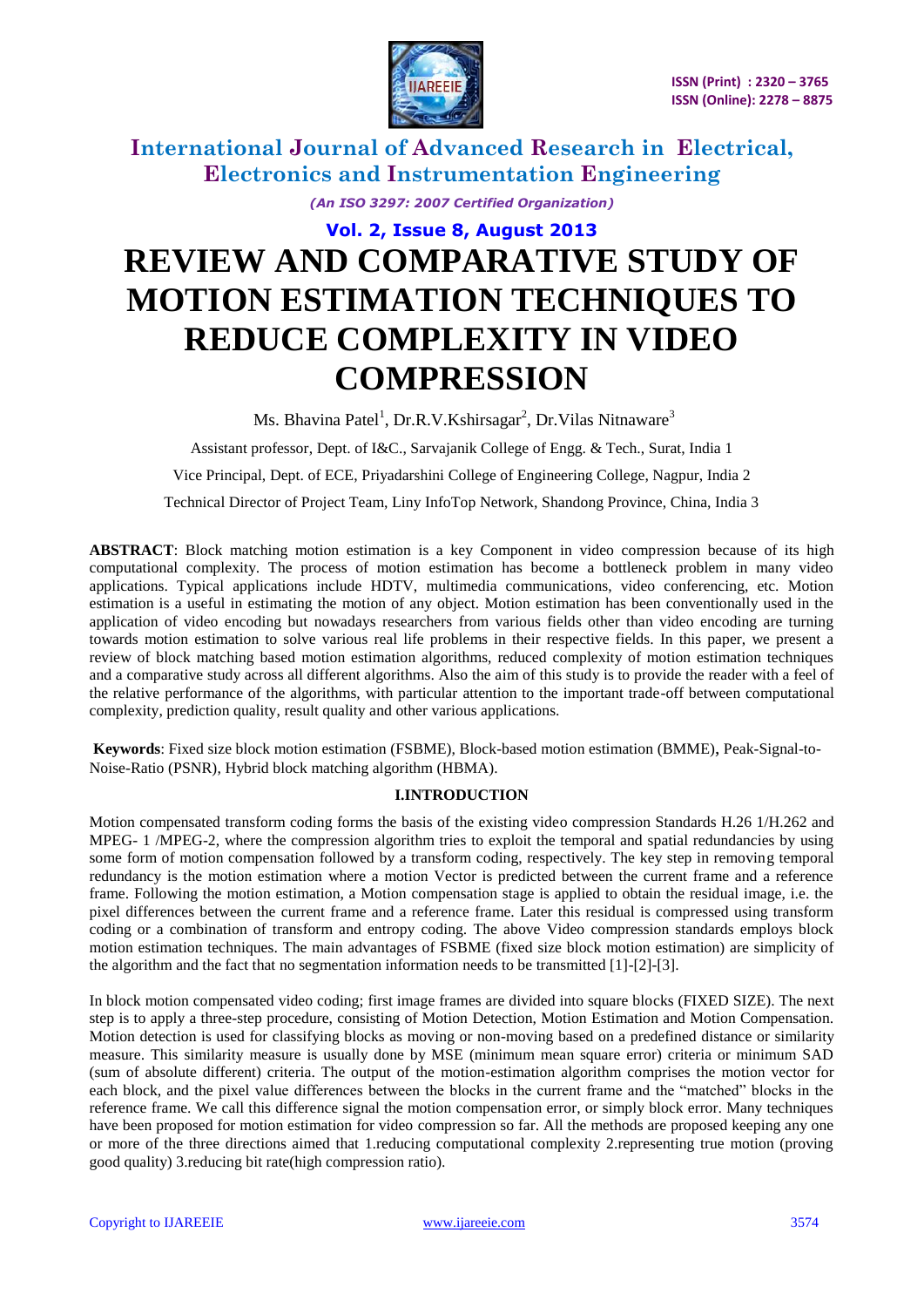# REVIEW AND COMPARATIVE STUDY OF MOTION ESTIMATION TECHNIQUES TO REDUCE COMPLEXITY IN VIDEO COMPRESSION

Ms. Bhavina Patel[1], Dr.R.V.Kshirsagar[2], Dr.Vilas Nitnaware[3]

Assistant professor, Dept. of I&C., Sarvajanik College of Engg. & Tech., Surat, India 1

Vice Principal, Dept. of ECE, Priyadarshini College of Engineering College, Nagpur, India 2

Technical Director of Project Team, Liny InfoTop Network, Shandong Province, China, India 3

**ABSTRACT**: Block matching motion estimation is a key Component in video compression because of its high computational complexity. The process of motion estimation has become a bottleneck problem in many video applications. Typical applications include HDTV, multimedia communications, video conferencing, etc. Motion estimation is a useful in estimating the motion of any object. Motion estimation has been conventionally used in the application of video encoding but nowadays researchers from various fields other than video encoding are turning towards motion estimation to solve various real life problems in their respective fields. In this paper, we present a review of block matching based motion estimation algorithms, reduced complexity of motion estimation techniques and a comparative study across all different algorithms. Also the aim of this study is to provide the reader with a feel of the relative performance of the algorithms, with particular attention to the important trade-off between computational complexity, prediction quality, result quality and other various applications.

**Keywords**: Fixed size block motion estimation (FSBME), Block-based motion estimation (BMME), Peak-Signal-to-Noise-Ratio (PSNR), Hybrid block matching algorithm (HBMA).

## I.INTRODUCTION

Motion compensated transform coding forms the basis of the existing video compression Standards H.26 1/H.262 and MPEG- 1 /MPEG-2, where the compression algorithm tries to exploit the temporal and spatial redundancies by using some form of motion compensation followed by a transform coding, respectively. The key step in removing temporal redundancy is the motion estimation where a motion Vector is predicted between the current frame and a reference frame. Following the motion estimation, a Motion compensation stage is applied to obtain the residual image, i.e. the pixel differences between the current frame and a reference frame. Later this residual is compressed using transform coding or a combination of transform and entropy coding. The above Video compression standards employs block motion estimation techniques. The main advantages of FSBME (fixed size block motion estimation) are simplicity of the algorithm and the fact that no segmentation information needs to be transmitted [1]-[2]-[3].

In block motion compensated video coding; first image frames are divided into square blocks (FIXED SIZE). The next step is to apply a three-step procedure, consisting of Motion Detection, Motion Estimation and Motion Compensation. Motion detection is used for classifying blocks as moving or non-moving based on a predefined distance or similarity measure. This similarity measure is usually done by MSE (minimum mean square error) criteria or minimum SAD (sum of absolute different) criteria. The output of the motion-estimation algorithm comprises the motion vector for each block, and the pixel value differences between the blocks in the current frame and the "matched" blocks in the reference frame. We call this difference signal the motion compensation error, or simply block error. Many techniques have been proposed for motion estimation for video compression so far. All the methods are proposed keeping any one or more of the three directions aimed that 1.reducing computational complexity 2.representing true motion (proving good quality) 3.reducing bit rate(high compression ratio).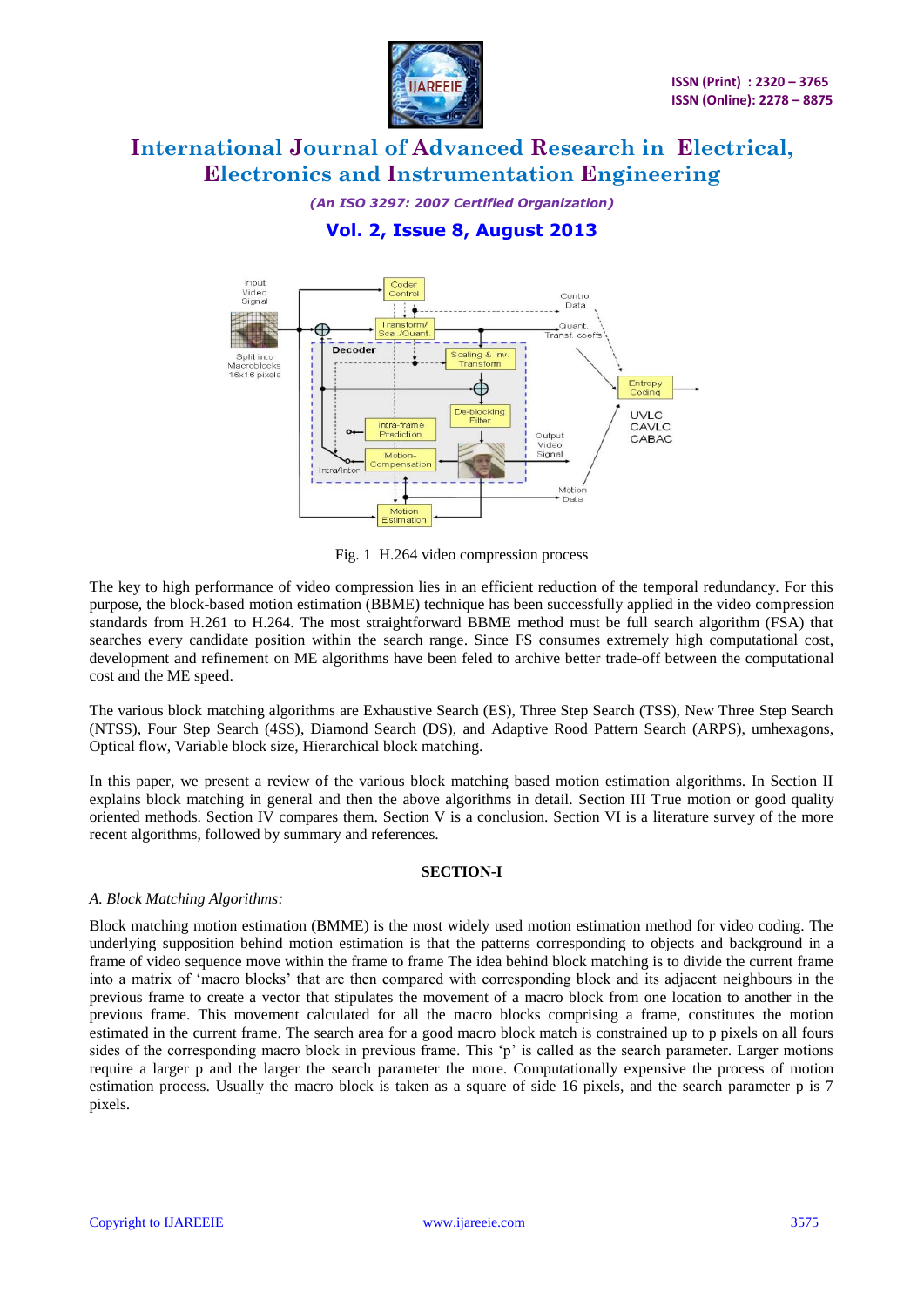Fig. 1 H.264 video compression process

The key to high performance of video compression lies in an efficient reduction of the temporal redundancy. For this purpose, the block-based motion estimation (BBME) technique has been successfully applied in the video compression standards from H.261 to H.264. The most straightforward BBME method must be full search algorithm (FSA) that searches every candidate position within the search range. Since FS consumes extremely high computational cost, development and refinement on ME algorithms have been feled to archive better trade-off between the computational cost and the ME speed.

The various block matching algorithms are Exhaustive Search (ES), Three Step Search (TSS), New Three Step Search (NTSS), Four Step Search (4SS), Diamond Search (DS), and Adaptive Rood Pattern Search (ARPS), umhexagons, Optical flow, Variable block size, Hierarchical block matching.

In this paper, we present a review of the various block matching based motion estimation algorithms. In Section II explains block matching in general and then the above algorithms in detail. Section III True motion or good quality oriented methods. Section IV compares them. Section V is a conclusion. Section VI is a literature survey of the more recent algorithms, followed by summary and references.

## SECTION-I

*A. Block Matching Algorithms:*

Block matching motion estimation (BMME) is the most widely used motion estimation method for video coding. The underlying supposition behind motion estimation is that the patterns corresponding to objects and background in a frame of video sequence move within the frame to frame The idea behind block matching is to divide the current frame into a matrix of 'macro blocks' that are then compared with corresponding block and its adjacent neighbours in the previous frame to create a vector that stipulates the movement of a macro block from one location to another in the previous frame. This movement calculated for all the macro blocks comprising a frame, constitutes the motion estimated in the current frame. The search area for a good macro block match is constrained up to p pixels on all fours sides of the corresponding macro block in previous frame. This 'p' is called as the search parameter. Larger motions require a larger p and the larger the search parameter the more. Computationally expensive the process of motion estimation process. Usually the macro block is taken as a square of side 16 pixels, and the search parameter p is 7 pixels.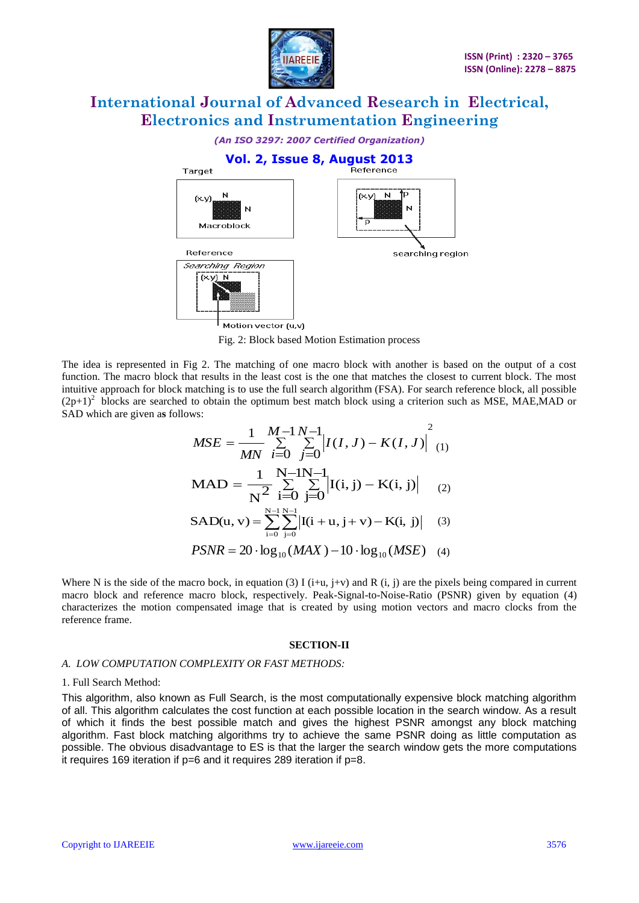Fig. 2: Block based Motion Estimation process

The idea is represented in Fig 2. The matching of one macro block with another is based on the output of a cost function. The macro block that results in the least cost is the one that matches the closest to current block. The most intuitive approach for block matching is to use the full search algorithm (FSA). For search reference block, all possible $(2p+1)^2$ blocks are searched to obtain the optimum best match block using a criterion such as MSE, MAE,MAD or SAD which are given a**s** follows:

$$MSE = \frac{1}{MN} \sum_{i=0}^{M-1} \sum_{j=0}^{N-1} \left| I(I,J) - K(I,J) \right|^2 \quad (1)$$

$$MAD = \frac{1}{N^2} \sum_{i=0}^{N-1} \sum_{j=0}^{N-1} \left| I(i,j) - K(i,j) \right| \quad (2)$$

$$SAD(u,v) = \sum_{i=0}^{N-1} \sum_{j=0}^{N-1} \left| I(i+u, j+v) - K(i, j) \right| \quad (3)$$

$$PSNR = 20 \cdot \log_{10}(MAX) - 10 \cdot \log_{10}(MSE) \quad (4)$$

Where N is the side of the macro bock, in equation (3) I (i+u, j+v) and R (i, j) are the pixels being compared in current macro block and reference macro block, respectively. Peak-Signal-to-Noise-Ratio (PSNR) given by equation (4) characterizes the motion compensated image that is created by using motion vectors and macro clocks from the reference frame.

## SECTION-II

### *A. LOW COMPUTATION COMPLEXITY OR FAST METHODS:*

1. Full Search Method:

This algorithm, also known as Full Search, is the most computationally expensive block matching algorithm of all. This algorithm calculates the cost function at each possible location in the search window. As a result of which it finds the best possible match and gives the highest PSNR amongst any block matching algorithm. Fast block matching algorithms try to achieve the same PSNR doing as little computation as possible. The obvious disadvantage to ES is that the larger the search window gets the more computations it requires 169 iteration if p=6 and it requires 289 iteration if p=8.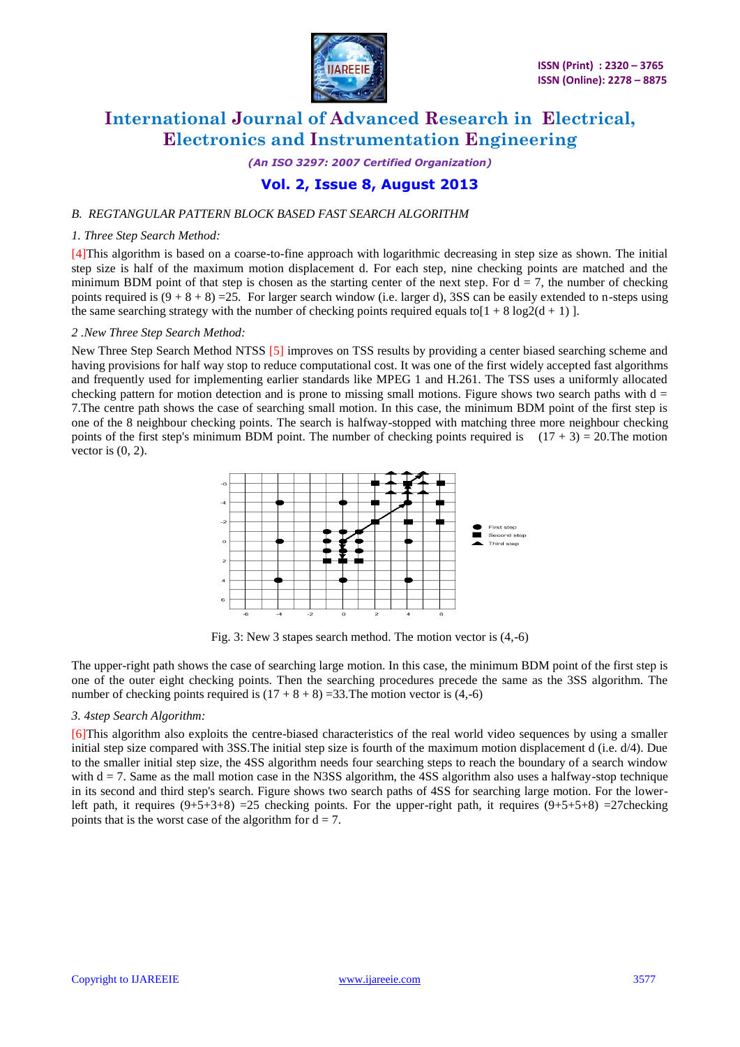*B. REGTANGULAR PATTERN BLOCK BASED FAST SEARCH ALGORITHM*

*1. Three Step Search Method:*

[4]This algorithm is based on a coarse-to-fine approach with logarithmic decreasing in step size as shown. The initial step size is half of the maximum motion displacement d. For each step, nine checking points are matched and the minimum BDM point of that step is chosen as the starting center of the next step. For d = 7, the number of checking points required is (9 + 8 + 8) =25. For larger search window (i.e. larger d), 3SS can be easily extended to n-steps using the same searching strategy with the number of checking points required equals to[$1 + 8 \log 2(d + 1)$].

*2 .New Three Step Search Method:*

New Three Step Search Method NTSS [5] improves on TSS results by providing a center biased searching scheme and having provisions for half way stop to reduce computational cost. It was one of the first widely accepted fast algorithms and frequently used for implementing earlier standards like MPEG 1 and H.261. The TSS uses a uniformly allocated checking pattern for motion detection and is prone to missing small motions. Figure shows two search paths with d = 7.The centre path shows the case of searching small motion. In this case, the minimum BDM point of the first step is one of the 8 neighbour checking points. The search is halfway-stopped with matching three more neighbour checking points of the first step's minimum BDM point. The number of checking points required is (17 + 3) = 20.The motion vector is (0, 2).

Fig. 3: New 3 stapes search method. The motion vector is (4,-6)

The upper-right path shows the case of searching large motion. In this case, the minimum BDM point of the first step is one of the outer eight checking points. Then the searching procedures precede the same as the 3SS algorithm. The number of checking points required is (17 + 8 + 8) =33.The motion vector is (4,-6)

*3. 4step Search Algorithm:*

[6]This algorithm also exploits the centre-biased characteristics of the real world video sequences by using a smaller initial step size compared with 3SS.The initial step size is fourth of the maximum motion displacement d (i.e. d/4). Due to the smaller initial step size, the 4SS algorithm needs four searching steps to reach the boundary of a search window with d = 7. Same as the mall motion case in the N3SS algorithm, the 4SS algorithm also uses a halfway-stop technique in its second and third step's search. Figure shows two search paths of 4SS for searching large motion. For the lower-left path, it requires (9+5+3+8) =25 checking points. For the upper-right path, it requires (9+5+5+8) =27checking points that is the worst case of the algorithm for d = 7.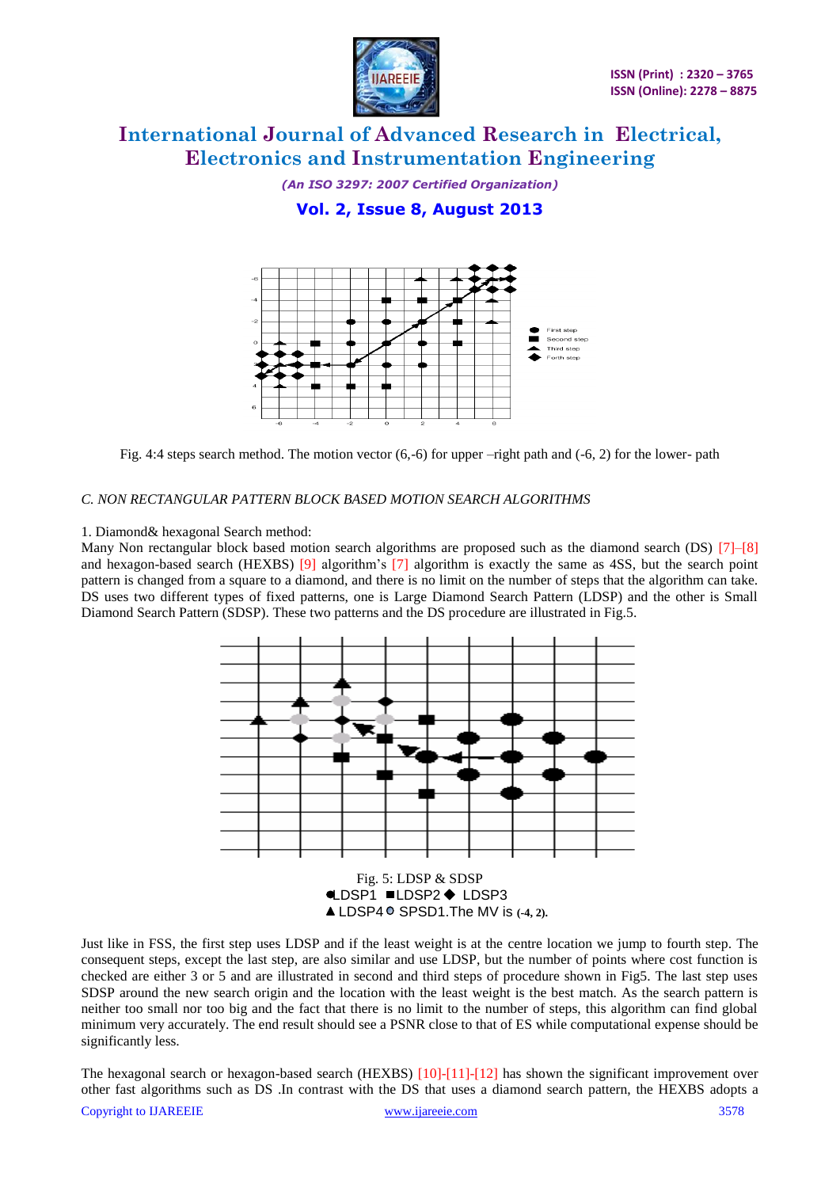Fig. 4:4 steps search method. The motion vector (6,-6) for upper –right path and (-6, 2) for the lower- path

### *C. NON RECTANGULAR PATTERN BLOCK BASED MOTION SEARCH ALGORITHMS*

1. Diamond& hexagonal Search method:

Many Non rectangular block based motion search algorithms are proposed such as the diamond search (DS) [7]–[8] and hexagon-based search (HEXBS) [9] algorithm's [7] algorithm is exactly the same as 4SS, but the search point pattern is changed from a square to a diamond, and there is no limit on the number of steps that the algorithm can take. DS uses two different types of fixed patterns, one is Large Diamond Search Pattern (LDSP) and the other is Small Diamond Search Pattern (SDSP). These two patterns and the DS procedure are illustrated in Fig.5.

Fig. 5: LDSP & SDSP
● LDSP1 ■ LDSP2 ◆ LDSP3
▲ LDSP4 ● SPSD1.The MV is (-4, 2).

Just like in FSS, the first step uses LDSP and if the least weight is at the centre location we jump to fourth step. The consequent steps, except the last step, are also similar and use LDSP, but the number of points where cost function is checked are either 3 or 5 and are illustrated in second and third steps of procedure shown in Fig5. The last step uses SDSP around the new search origin and the location with the least weight is the best match. As the search pattern is neither too small nor too big and the fact that there is no limit to the number of steps, this algorithm can find global minimum very accurately. The end result should see a PSNR close to that of ES while computational expense should be significantly less.

The hexagonal search or hexagon-based search (HEXBS) [10]-[11]-[12] has shown the significant improvement over other fast algorithms such as DS .In contrast with the DS that uses a diamond search pattern, the HEXBS adopts a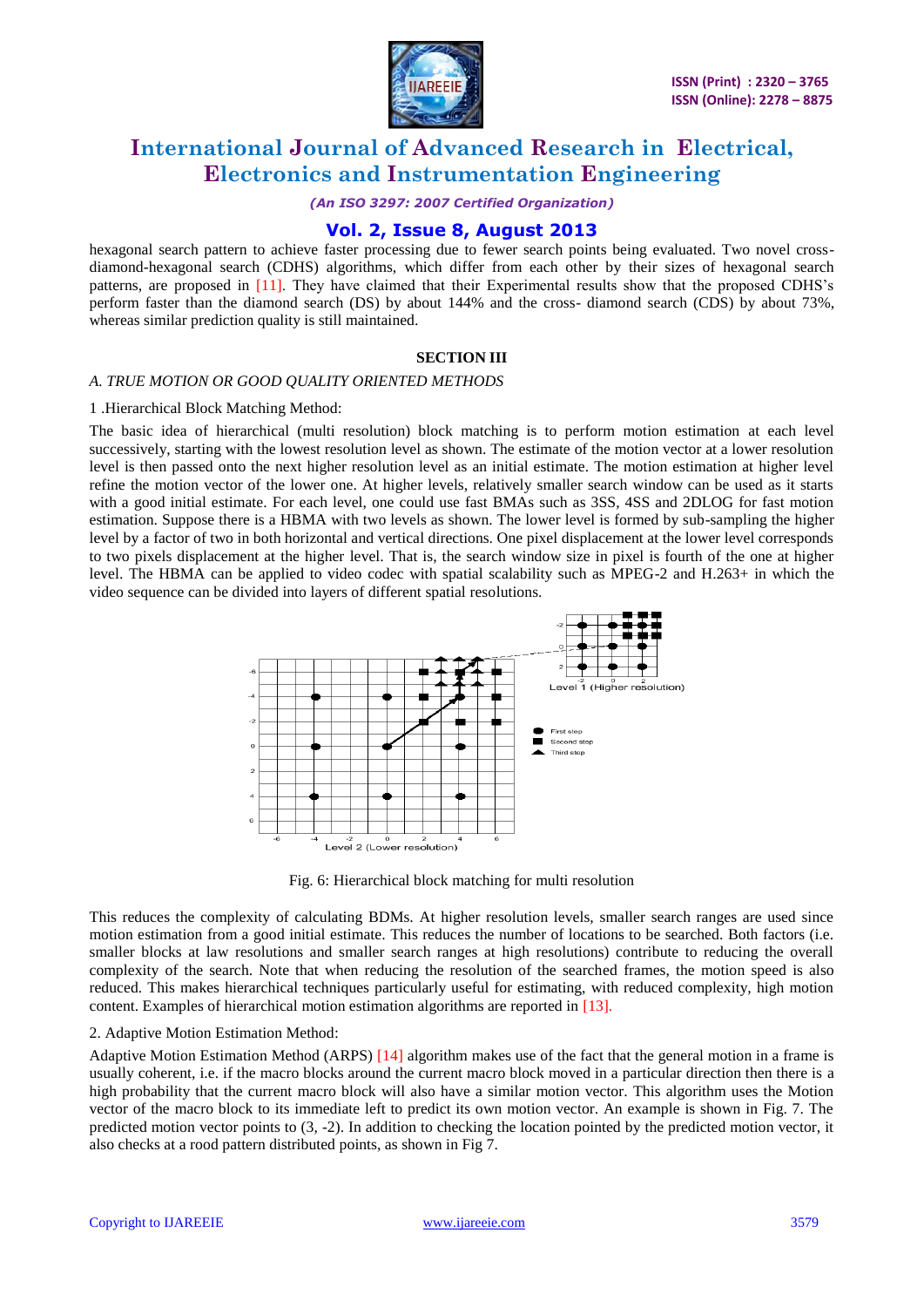hexagonal search pattern to achieve faster processing due to fewer search points being evaluated. Two novel cross-diamond-hexagonal search (CDHS) algorithms, which differ from each other by their sizes of hexagonal search patterns, are proposed in [11]. They have claimed that their Experimental results show that the proposed CDHS's perform faster than the diamond search (DS) by about 144% and the cross- diamond search (CDS) by about 73%, whereas similar prediction quality is still maintained.

## SECTION III

### *A. TRUE MOTION OR GOOD QUALITY ORIENTED METHODS*

1 .Hierarchical Block Matching Method:

The basic idea of hierarchical (multi resolution) block matching is to perform motion estimation at each level successively, starting with the lowest resolution level as shown. The estimate of the motion vector at a lower resolution level is then passed onto the next higher resolution level as an initial estimate. The motion estimation at higher level refine the motion vector of the lower one. At higher levels, relatively smaller search window can be used as it starts with a good initial estimate. For each level, one could use fast BMAs such as 3SS, 4SS and 2DLOG for fast motion estimation. Suppose there is a HBMA with two levels as shown. The lower level is formed by sub-sampling the higher level by a factor of two in both horizontal and vertical directions. One pixel displacement at the lower level corresponds to two pixels displacement at the higher level. That is, the search window size in pixel is fourth of the one at higher level. The HBMA can be applied to video codec with spatial scalability such as MPEG-2 and H.263+ in which the video sequence can be divided into layers of different spatial resolutions.

Fig. 6: Hierarchical block matching for multi resolution

This reduces the complexity of calculating BDMs. At higher resolution levels, smaller search ranges are used since motion estimation from a good initial estimate. This reduces the number of locations to be searched. Both factors (i.e. smaller blocks at law resolutions and smaller search ranges at high resolutions) contribute to reducing the overall complexity of the search. Note that when reducing the resolution of the searched frames, the motion speed is also reduced. This makes hierarchical techniques particularly useful for estimating, with reduced complexity, high motion content. Examples of hierarchical motion estimation algorithms are reported in [13].

2. Adaptive Motion Estimation Method:

Adaptive Motion Estimation Method (ARPS) [14] algorithm makes use of the fact that the general motion in a frame is usually coherent, i.e. if the macro blocks around the current macro block moved in a particular direction then there is a high probability that the current macro block will also have a similar motion vector. This algorithm uses the Motion vector of the macro block to its immediate left to predict its own motion vector. An example is shown in Fig. 7. The predicted motion vector points to (3, -2). In addition to checking the location pointed by the predicted motion vector, it also checks at a rood pattern distributed points, as shown in Fig 7.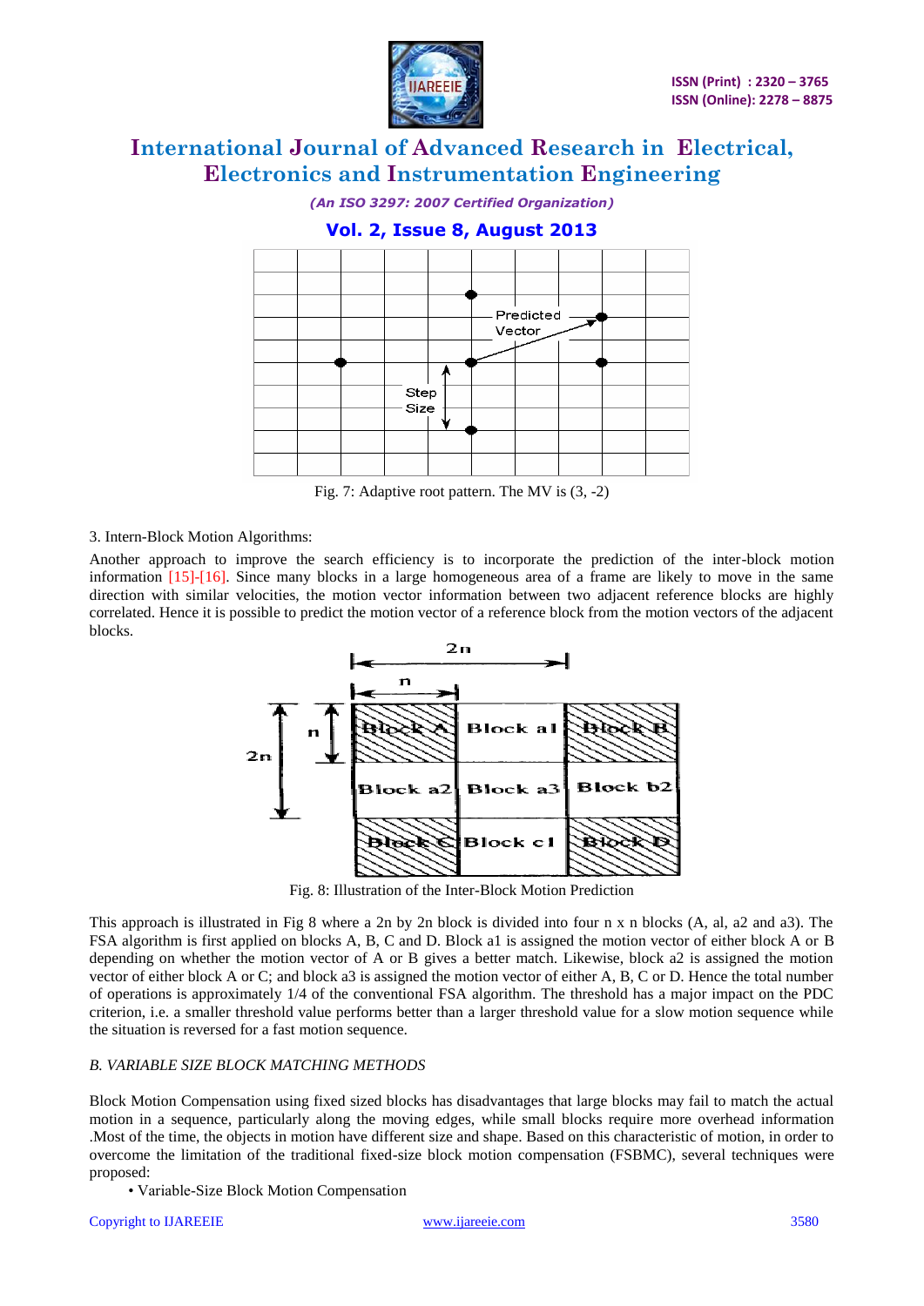Fig. 7: Adaptive root pattern. The MV is (3, -2)

3. Intern-Block Motion Algorithms:

Another approach to improve the search efficiency is to incorporate the prediction of the inter-block motion information [15]-[16]. Since many blocks in a large homogeneous area of a frame are likely to move in the same direction with similar velocities, the motion vector information between two adjacent reference blocks are highly correlated. Hence it is possible to predict the motion vector of a reference block from the motion vectors of the adjacent blocks.

Fig. 8: Illustration of the Inter-Block Motion Prediction

This approach is illustrated in Fig 8 where a 2n by 2n block is divided into four n x n blocks (A, al, a2 and a3). The FSA algorithm is first applied on blocks A, B, C and D. Block a1 is assigned the motion vector of either block A or B depending on whether the motion vector of A or B gives a better match. Likewise, block a2 is assigned the motion vector of either block A or C; and block a3 is assigned the motion vector of either A, B, C or D. Hence the total number of operations is approximately 1/4 of the conventional FSA algorithm. The threshold has a major impact on the PDC criterion, i.e. a smaller threshold value performs better than a larger threshold value for a slow motion sequence while the situation is reversed for a fast motion sequence.

*B. VARIABLE SIZE BLOCK MATCHING METHODS*

Block Motion Compensation using fixed sized blocks has disadvantages that large blocks may fail to match the actual motion in a sequence, particularly along the moving edges, while small blocks require more overhead information .Most of the time, the objects in motion have different size and shape. Based on this characteristic of motion, in order to overcome the limitation of the traditional fixed-size block motion compensation (FSBMC), several techniques were proposed:

- Variable-Size Block Motion Compensation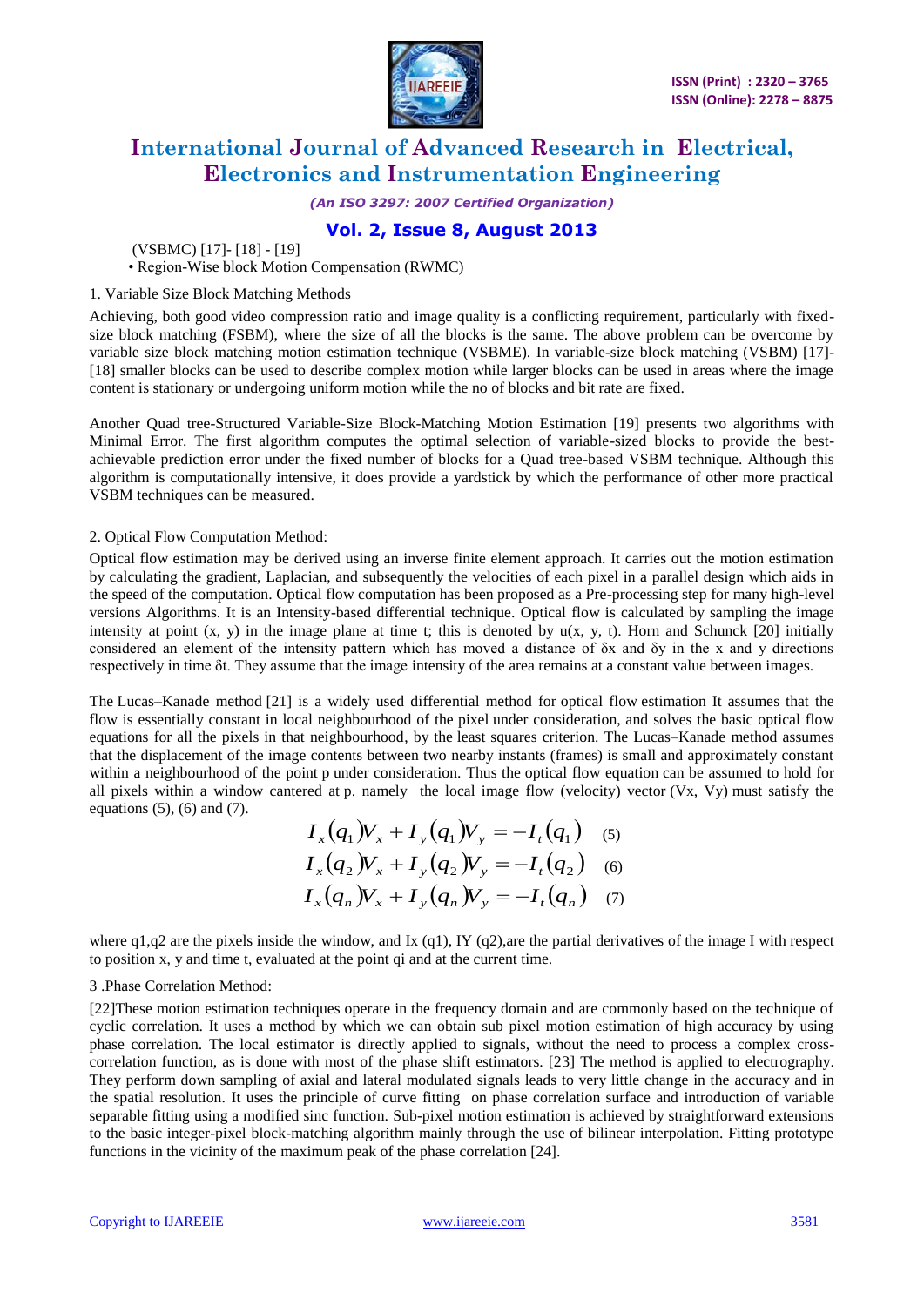(VSBMC) [17]- [18] - [19]

• Region-Wise block Motion Compensation (RWMC)

1. Variable Size Block Matching Methods

Achieving, both good video compression ratio and image quality is a conflicting requirement, particularly with fixed-size block matching (FSBM), where the size of all the blocks is the same. The above problem can be overcome by variable size block matching motion estimation technique (VSBME). In variable-size block matching (VSBM) [17]-[18] smaller blocks can be used to describe complex motion while larger blocks can be used in areas where the image content is stationary or undergoing uniform motion while the no of blocks and bit rate are fixed.

Another Quad tree-Structured Variable-Size Block-Matching Motion Estimation [19] presents two algorithms with Minimal Error. The first algorithm computes the optimal selection of variable-sized blocks to provide the best-achievable prediction error under the fixed number of blocks for a Quad tree-based VSBM technique. Although this algorithm is computationally intensive, it does provide a yardstick by which the performance of other more practical VSBM techniques can be measured.

2. Optical Flow Computation Method:

Optical flow estimation may be derived using an inverse finite element approach. It carries out the motion estimation by calculating the gradient, Laplacian, and subsequently the velocities of each pixel in a parallel design which aids in the speed of the computation. Optical flow computation has been proposed as a Pre-processing step for many high-level versions Algorithms. It is an Intensity-based differential technique. Optical flow is calculated by sampling the image intensity at point (x, y) in the image plane at time t; this is denoted by u(x, y, t). Horn and Schunck [20] initially considered an element of the intensity pattern which has moved a distance of $\delta x$ and $\delta y$ in the x and y directions respectively in time $\delta t$. They assume that the image intensity of the area remains at a constant value between images.

The Lucas–Kanade method [21] is a widely used differential method for optical flow estimation It assumes that the flow is essentially constant in local neighbourhood of the pixel under consideration, and solves the basic optical flow equations for all the pixels in that neighbourhood, by the least squares criterion. The Lucas–Kanade method assumes that the displacement of the image contents between two nearby instants (frames) is small and approximately constant within a neighbourhood of the point p under consideration. Thus the optical flow equation can be assumed to hold for all pixels within a window cantered at p. namely the local image flow (velocity) vector (Vx, Vy) must satisfy the equations (5), (6) and (7).

$$I_x(q_1)V_x + I_y(q_1)V_y = -I_t(q_1) \quad (5)$$

$$I_x(q_2)V_x + I_y(q_2)V_y = -I_t(q_2) \quad (6)$$

$$I_x(q_n)V_x + I_y(q_n)V_y = -I_t(q_n) \quad (7)$$

where q1,q2 are the pixels inside the window, and Ix (q1), IY (q2),are the partial derivatives of the image I with respect to position x, y and time t, evaluated at the point qi and at the current time.

3 .Phase Correlation Method:

[22]These motion estimation techniques operate in the frequency domain and are commonly based on the technique of cyclic correlation. It uses a method by which we can obtain sub pixel motion estimation of high accuracy by using phase correlation. The local estimator is directly applied to signals, without the need to process a complex cross-correlation function, as is done with most of the phase shift estimators. [23] The method is applied to electrography. They perform down sampling of axial and lateral modulated signals leads to very little change in the accuracy and in the spatial resolution. It uses the principle of curve fitting on phase correlation surface and introduction of variable separable fitting using a modified sinc function. Sub-pixel motion estimation is achieved by straightforward extensions to the basic integer-pixel block-matching algorithm mainly through the use of bilinear interpolation. Fitting prototype functions in the vicinity of the maximum peak of the phase correlation [24].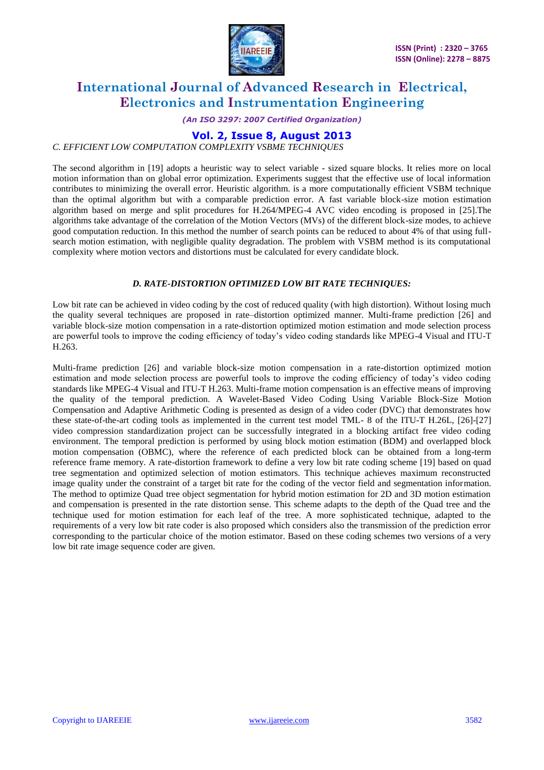### C. EFFICIENT LOW COMPUTATION COMPLEXITY VSBME TECHNIQUES

The second algorithm in [19] adopts a heuristic way to select variable - sized square blocks. It relies more on local motion information than on global error optimization. Experiments suggest that the effective use of local information contributes to minimizing the overall error. Heuristic algorithm. is a more computationally efficient VSBM technique than the optimal algorithm but with a comparable prediction error. A fast variable block-size motion estimation algorithm based on merge and split procedures for H.264/MPEG-4 AVC video encoding is proposed in [25].The algorithms take advantage of the correlation of the Motion Vectors (MVs) of the different block-size modes, to achieve good computation reduction. In this method the number of search points can be reduced to about 4% of that using full-search motion estimation, with negligible quality degradation. The problem with VSBM method is its computational complexity where motion vectors and distortions must be calculated for every candidate block.

### D. RATE-DISTORTION OPTIMIZED LOW BIT RATE TECHNIQUES:

Low bit rate can be achieved in video coding by the cost of reduced quality (with high distortion). Without losing much the quality several techniques are proposed in rate–distortion optimized manner. Multi-frame prediction [26] and variable block-size motion compensation in a rate-distortion optimized motion estimation and mode selection process are powerful tools to improve the coding efficiency of today's video coding standards like MPEG-4 Visual and ITU-T H.263.

Multi-frame prediction [26] and variable block-size motion compensation in a rate-distortion optimized motion estimation and mode selection process are powerful tools to improve the coding efficiency of today's video coding standards like MPEG-4 Visual and ITU-T H.263. Multi-frame motion compensation is an effective means of improving the quality of the temporal prediction. A Wavelet-Based Video Coding Using Variable Block-Size Motion Compensation and Adaptive Arithmetic Coding is presented as design of a video coder (DVC) that demonstrates how these state-of-the-art coding tools as implemented in the current test model TML- 8 of the ITU-T H.26L, [26]-[27] video compression standardization project can be successfully integrated in a blocking artifact free video coding environment. The temporal prediction is performed by using block motion estimation (BDM) and overlapped block motion compensation (OBMC), where the reference of each predicted block can be obtained from a long-term reference frame memory. A rate-distortion framework to define a very low bit rate coding scheme [19] based on quad tree segmentation and optimized selection of motion estimators. This technique achieves maximum reconstructed image quality under the constraint of a target bit rate for the coding of the vector field and segmentation information. The method to optimize Quad tree object segmentation for hybrid motion estimation for 2D and 3D motion estimation and compensation is presented in the rate distortion sense. This scheme adapts to the depth of the Quad tree and the technique used for motion estimation for each leaf of the tree. A more sophisticated technique, adapted to the requirements of a very low bit rate coder is also proposed which considers also the transmission of the prediction error corresponding to the particular choice of the motion estimator. Based on these coding schemes two versions of a very low bit rate image sequence coder are given.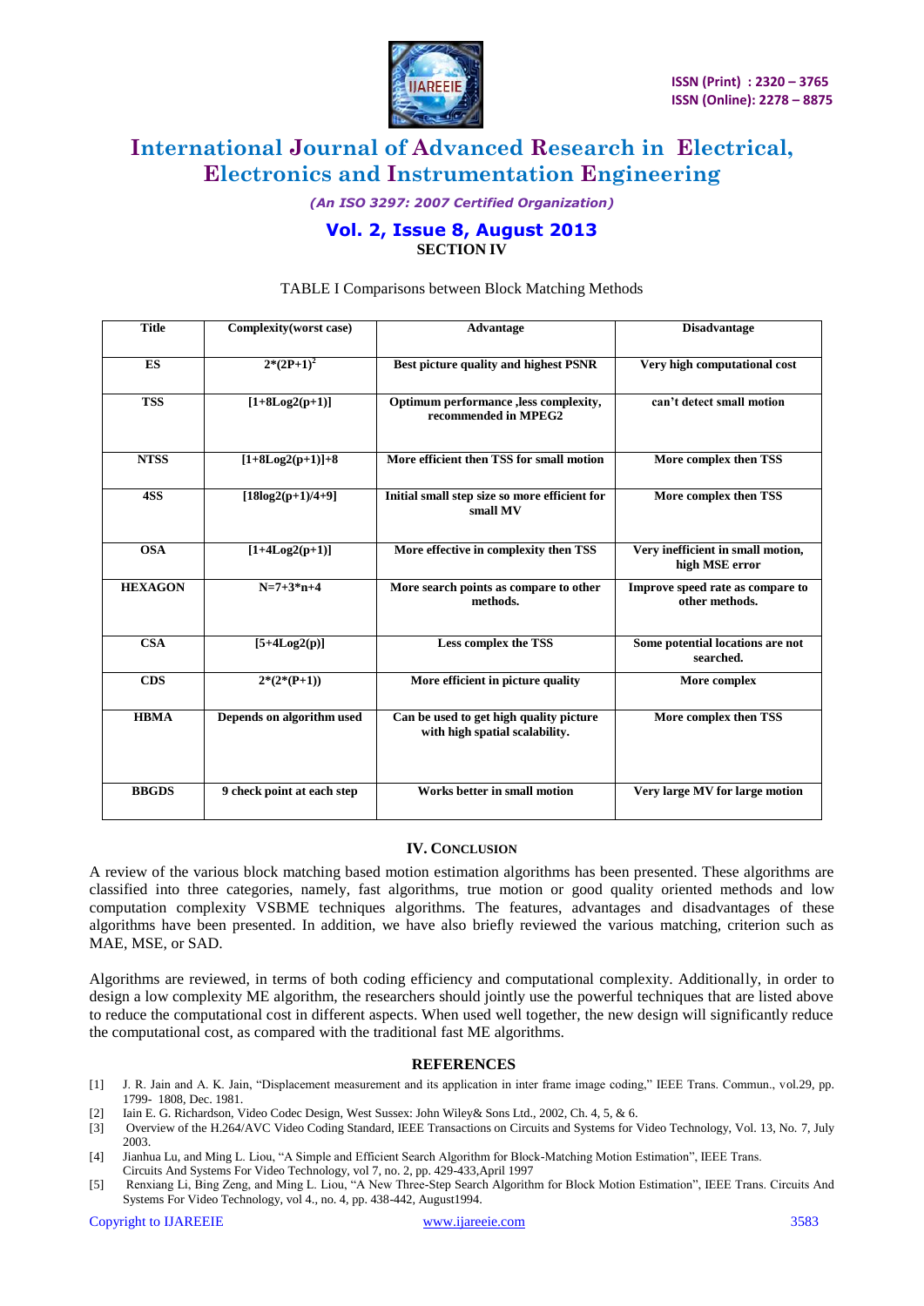SECTION IV

TABLE I Comparisons between Block Matching Methods

| Title | Complexity(worst case) | Advantage | Disadvantage |
|---|---|---|---|
| **ES** | $2*(2P+1)^2$ | **Best picture quality and highest PSNR** | **Very high computational cost** |
| **TSS** | **[1+8Log2(p+1)]** | **Optimum performance ,less complexity, recommended in MPEG2** | **can't detect small motion** |
| **NTSS** | **[1+8Log2(p+1)]+8** | **More efficient then TSS for small motion** | **More complex then TSS** |
| **4SS** | **[18log2(p+1)/4+9]** | **Initial small step size so more efficient for small MV** | **More complex then TSS** |
| **OSA** | **[1+4Log2(p+1)]** | **More effective in complexity then TSS** | **Very inefficient in small motion, high MSE error** |
| **HEXAGON** | **N=7+3*n+4** | **More search points as compare to other methods.** | **Improve speed rate as compare to other methods.** |
| **CSA** | **[5+4Log2(p)]** | **Less complex the TSS** | **Some potential locations are not searched.** |
| **CDS** | **2*(2*(P+1))** | **More efficient in picture quality** | **More complex** |
| **HBMA** | **Depends on algorithm used** | **Can be used to get high quality picture with high spatial scalability.** | **More complex then TSS** |
| **BBGDS** | **9 check point at each step** | **Works better in small motion** | **Very large MV for large motion** |

## IV. CONCLUSION

A review of the various block matching based motion estimation algorithms has been presented. These algorithms are classified into three categories, namely, fast algorithms, true motion or good quality oriented methods and low computation complexity VSBME techniques algorithms. The features, advantages and disadvantages of these algorithms have been presented. In addition, we have also briefly reviewed the various matching, criterion such as MAE, MSE, or SAD.

Algorithms are reviewed, in terms of both coding efficiency and computational complexity. Additionally, in order to design a low complexity ME algorithm, the researchers should jointly use the powerful techniques that are listed above to reduce the computational cost in different aspects. When used well together, the new design will significantly reduce the computational cost, as compared with the traditional fast ME algorithms.

## REFERENCES

[1] J. R. Jain and A. K. Jain, "Displacement measurement and its application in inter frame image coding," IEEE Trans. Commun., vol.29, pp. 1799- 1808, Dec. 1981.

[2] Iain E. G. Richardson, Video Codec Design, West Sussex: John Wiley& Sons Ltd., 2002, Ch. 4, 5, & 6.

[3] Overview of the H.264/AVC Video Coding Standard, IEEE Transactions on Circuits and Systems for Video Technology, Vol. 13, No. 7, July 2003.

[4] Jianhua Lu, and Ming L. Liou, "A Simple and Efficient Search Algorithm for Block-Matching Motion Estimation", IEEE Trans. Circuits And Systems For Video Technology, vol 7, no. 2, pp. 429-433,April 1997

[5] Renxiang Li, Bing Zeng, and Ming L. Liou, "A New Three-Step Search Algorithm for Block Motion Estimation", IEEE Trans. Circuits And Systems For Video Technology, vol 4., no. 4, pp. 438-442, August1994.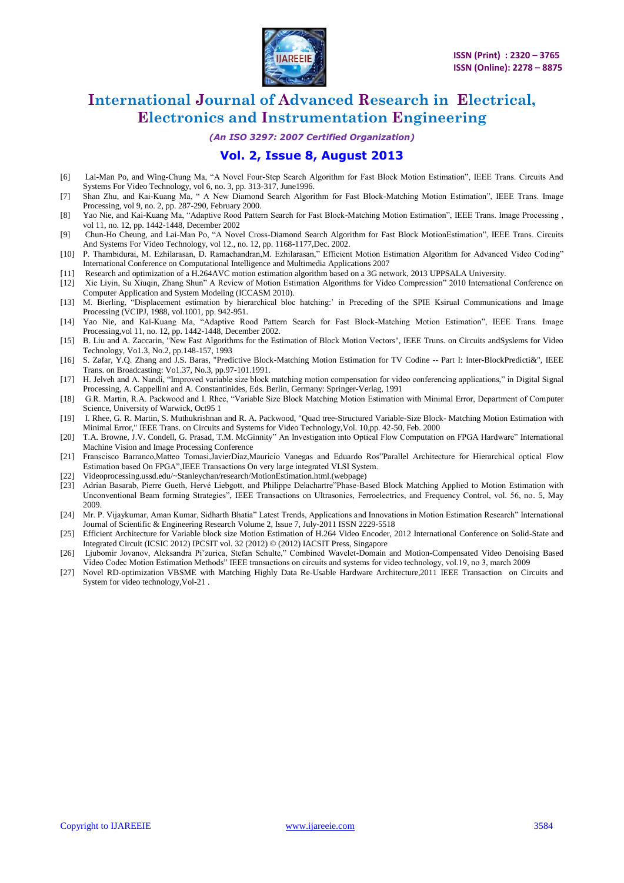[6] Lai-Man Po, and Wing-Chung Ma, "A Novel Four-Step Search Algorithm for Fast Block Motion Estimation", IEEE Trans. Circuits And Systems For Video Technology, vol 6, no. 3, pp. 313-317, June1996.

[7] Shan Zhu, and Kai-Kuang Ma, " A New Diamond Search Algorithm for Fast Block-Matching Motion Estimation", IEEE Trans. Image Processing, vol 9, no. 2, pp. 287-290, February 2000.

[8] Yao Nie, and Kai-Kuang Ma, "Adaptive Rood Pattern Search for Fast Block-Matching Motion Estimation", IEEE Trans. Image Processing , vol 11, no. 12, pp. 1442-1448, December 2002

[9] Chun-Ho Cheung, and Lai-Man Po, "A Novel Cross-Diamond Search Algorithm for Fast Block MotionEstimation", IEEE Trans. Circuits And Systems For Video Technology, vol 12., no. 12, pp. 1168-1177,Dec. 2002.

[10] P. Thambidurai, M. Ezhilarasan, D. Ramachandran,M. Ezhilarasan," Efficient Motion Estimation Algorithm for Advanced Video Coding" International Conference on Computational Intelligence and Multimedia Applications 2007

[11] Research and optimization of a H.264AVC motion estimation algorithm based on a 3G network, 2013 UPPSALA University.

[12] Xie Liyin, Su Xiuqin, Zhang Shun" A Review of Motion Estimation Algorithms for Video Compression" 2010 International Conference on Computer Application and System Modeling (ICCASM 2010).

[13] M. Bierling, "Displacement estimation by hierarchical bloc hatching:' in Preceding of the SPIE Ksirual Communications and Image Processing (VCIPJ, 1988, vol.1001, pp. 942-951.

[14] Yao Nie, and Kai-Kuang Ma, "Adaptive Rood Pattern Search for Fast Block-Matching Motion Estimation", IEEE Trans. Image Processing,vol 11, no. 12, pp. 1442-1448, December 2002.

[15] B. Liu and A. Zaccarin, "New Fast Algorithms for the Estimation of Block Motion Vectors", IEEE Truns. on Circuits andSyslems for Video Technology, Vo1.3, No.2, pp.148-157, 1993

[16] S. Zafar, Y.Q. Zhang and J.S. Baras, "Predictive Block-Matching Motion Estimation for TV Codine -- Part I: Inter-BlockPredicti&", IEEE Trans. on Broadcasting: Vo1.37, No.3, pp.97-101.1991.

[17] H. Jelveh and A. Nandi, "Improved variable size block matching motion compensation for video conferencing applications," in Digital Signal Processing, A. Cappellini and A. Constantinides, Eds. Berlin, Germany: Springer-Verlag, 1991

[18] G.R. Martin, R.A. Packwood and I. Rhee, "Variable Size Block Matching Motion Estimation with Minimal Error, Department of Computer Science, University of Warwick, Oct95 1

[19] I. Rhee, G. R. Martin, S. Muthukrishnan and R. A. Packwood, "Quad tree-Structured Variable-Size Block- Matching Motion Estimation with Minimal Error," IEEE Trans. on Circuits and Systems for Video Technology,Vol. 10,pp. 42-50, Feb. 2000

[20] T.A. Browne, J.V. Condell, G. Prasad, T.M. McGinnity" An Investigation into Optical Flow Computation on FPGA Hardware" International Machine Vision and Image Processing Conference

[21] Franscisco Barranco,Matteo Tomasi,JavierDiaz,Mauricio Vanegas and Eduardo Ros"Parallel Architecture for Hierarchical optical Flow Estimation based On FPGA",IEEE Transactions On very large integrated VLSI System.

[22] Videoprocessing.ussd.edu/~Stanleychan/research/MotionEstimation.html.(webpage)

[23] Adrian Basarab, Pierre Gueth, Hervé Liebgott, and Philippe Delachartre"Phase-Based Block Matching Applied to Motion Estimation with Unconventional Beam forming Strategies", IEEE Transactions on Ultrasonics, Ferroelectrics, and Frequency Control, vol. 56, no. 5, May 2009.

[24] Mr. P. Vijaykumar, Aman Kumar, Sidharth Bhatia" Latest Trends, Applications and Innovations in Motion Estimation Research" International Journal of Scientific & Engineering Research Volume 2, Issue 7, July-2011 ISSN 2229-5518

[25] Efficient Architecture for Variable block size Motion Estimation of H.264 Video Encoder, 2012 International Conference on Solid-State and Integrated Circuit (ICSIC 2012) IPCSIT vol. 32 (2012) © (2012) IACSIT Press, Singapore

[26] Ljubomir Jovanov, Aleksandra Pi˘zurica, Stefan Schulte," Combined Wavelet-Domain and Motion-Compensated Video Denoising Based Video Codec Motion Estimation Methods" IEEE transactions on circuits and systems for video technology, vol.19, no 3, march 2009

[27] Novel RD-optimization VBSME with Matching Highly Data Re-Usable Hardware Architecture,2011 IEEE Transaction on Circuits and System for video technology,Vol-21 .